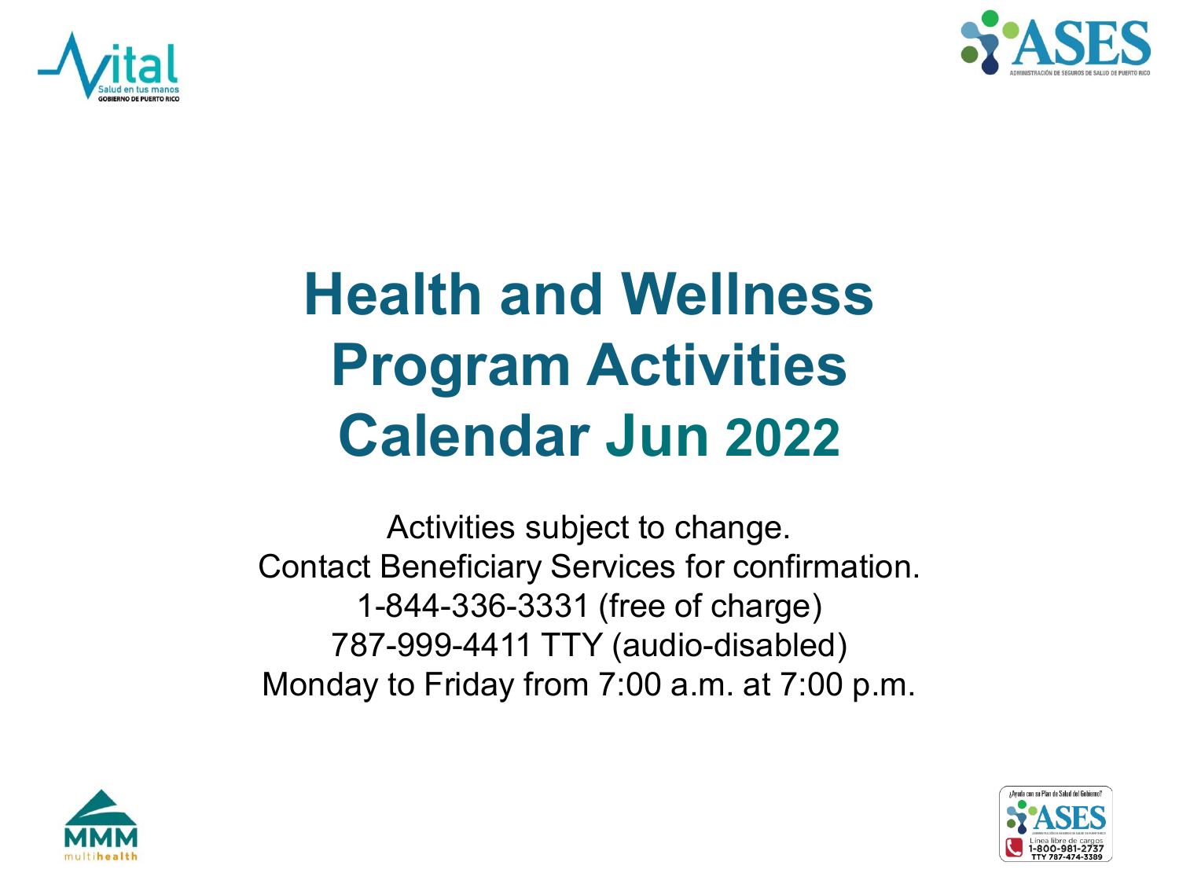# Health and Wellness Program Activities Calendar Jun 2022

Activities subject to change.
Contact Beneficiary Services for confirmation.
1-844-336-3331 (free of charge)
787-999-4411 TTY (audio-disabled)
Monday to Friday from 7:00 a.m. at 7:00 p.m.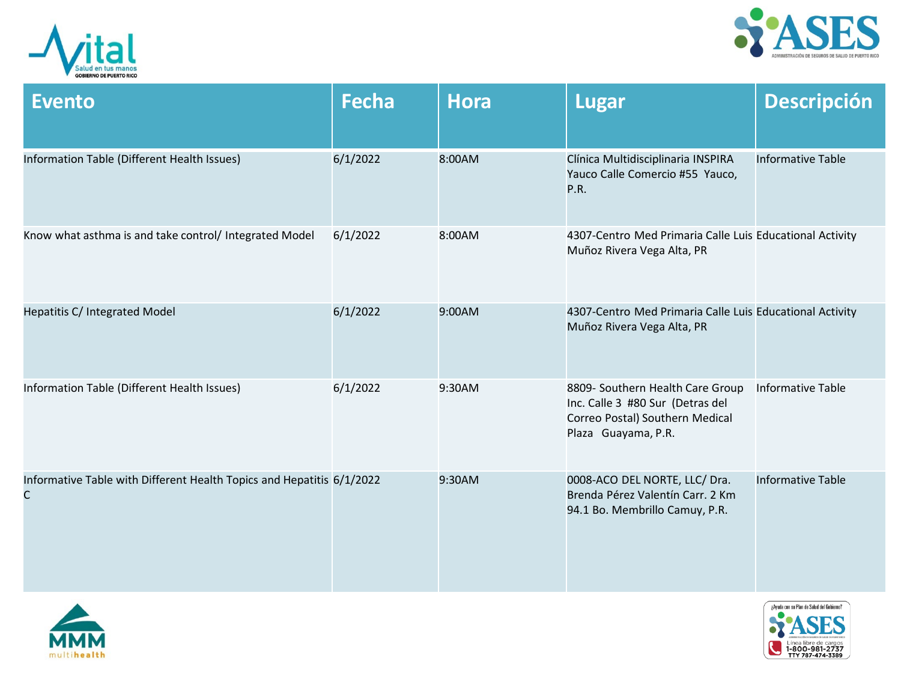| Evento | Fecha | Hora | Lugar | Descripción |
|---|---|---|---|---|
| Information Table (Different Health Issues) | 6/1/2022 | 8:00AM | Clínica Multidisciplinaria INSPIRA Yauco Calle Comercio #55 Yauco, P.R. | Informative Table |
| Know what asthma is and take control/ Integrated Model | 6/1/2022 | 8:00AM | 4307-Centro Med Primaria Calle Luis Muñoz Rivera Vega Alta, PR | Educational Activity |
| Hepatitis C/ Integrated Model | 6/1/2022 | 9:00AM | 4307-Centro Med Primaria Calle Luis Muñoz Rivera Vega Alta, PR | Educational Activity |
| Information Table (Different Health Issues) | 6/1/2022 | 9:30AM | 8809- Southern Health Care Group Inc. Calle 3 #80 Sur (Detras del Correo Postal) Southern Medical Plaza Guayama, P.R. | Informative Table |
| Informative Table with Different Health Topics and Hepatitis C | 6/1/2022 | 9:30AM | 0008-ACO DEL NORTE, LLC/ Dra. Brenda Pérez Valentín Carr. 2 Km 94.1 Bo. Membrillo Camuy, P.R. | Informative Table |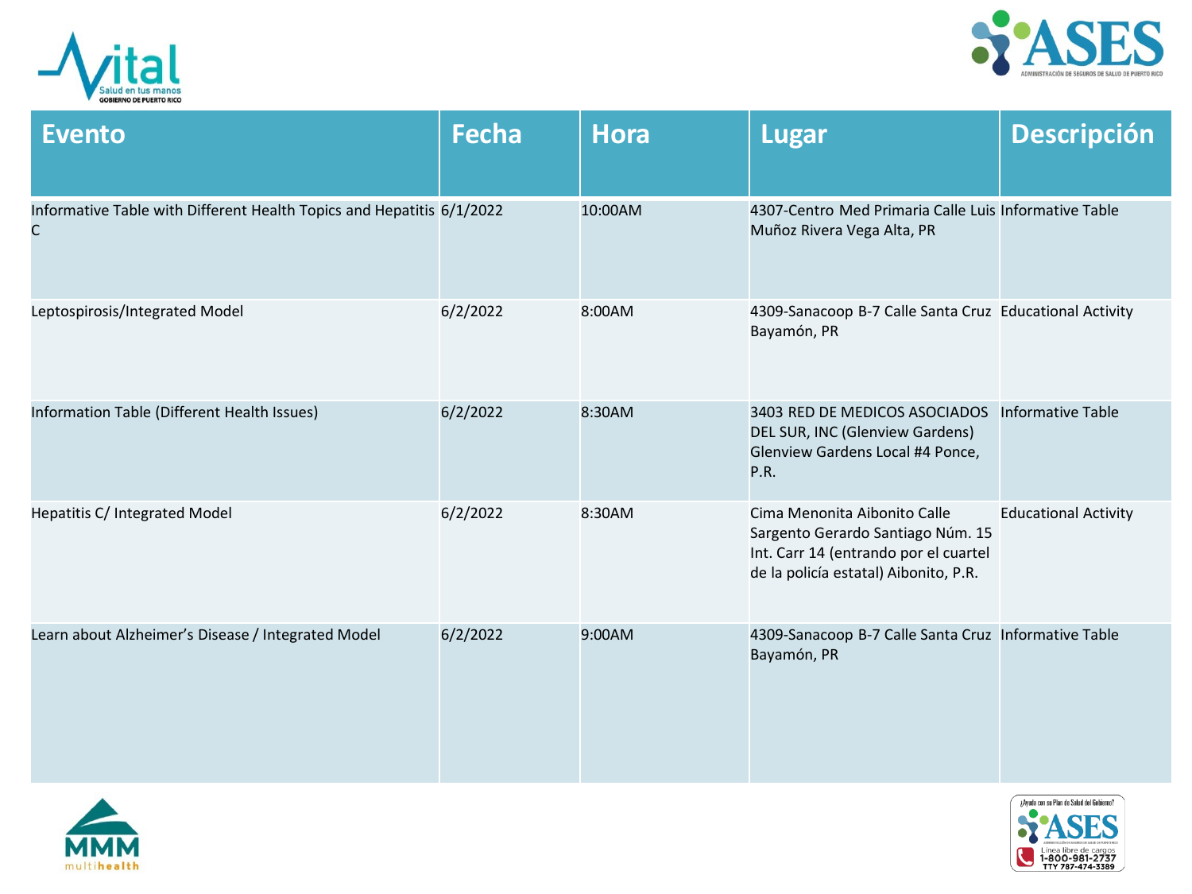| Evento | Fecha | Hora | Lugar | Descripción |
|---|---|---|---|---|
| Informative Table with Different Health Topics and Hepatitis C | 6/1/2022 | 10:00AM | 4307-Centro Med Primaria Calle Luis Muñoz Rivera Vega Alta, PR | Informative Table |
| Leptospirosis/Integrated Model | 6/2/2022 | 8:00AM | 4309-Sanacoop B-7 Calle Santa Cruz Bayamón, PR | Educational Activity |
| Information Table (Different Health Issues) | 6/2/2022 | 8:30AM | 3403 RED DE MEDICOS ASOCIADOS DEL SUR, INC (Glenview Gardens) Glenview Gardens Local #4 Ponce, P.R. | Informative Table |
| Hepatitis C/ Integrated Model | 6/2/2022 | 8:30AM | Cima Menonita Aibonito Calle Sargento Gerardo Santiago Núm. 15 Int. Carr 14 (entrando por el cuartel de la policía estatal) Aibonito, P.R. | Educational Activity |
| Learn about Alzheimer's Disease / Integrated Model | 6/2/2022 | 9:00AM | 4309-Sanacoop B-7 Calle Santa Cruz Bayamón, PR | Informative Table |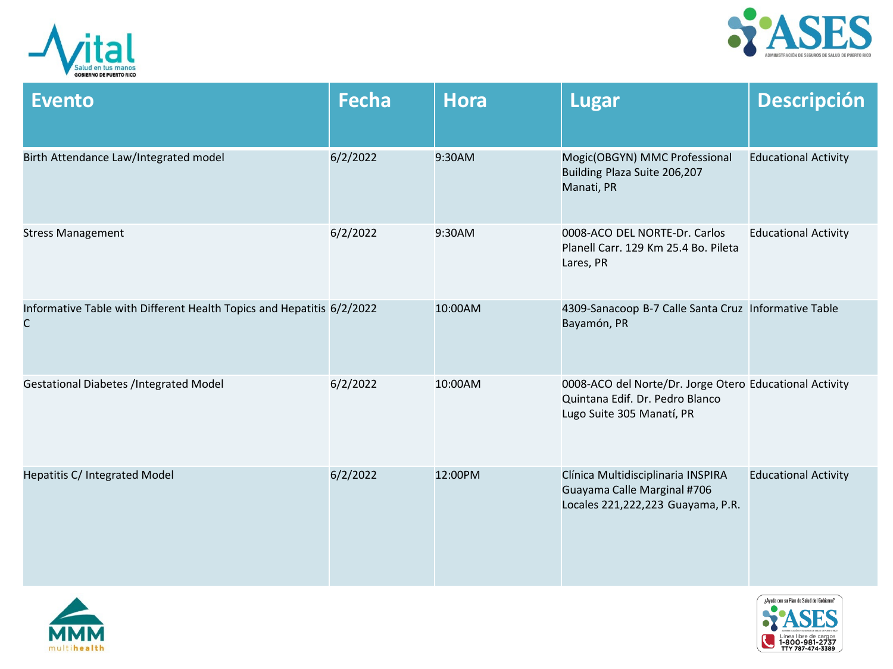| Evento | Fecha | Hora | Lugar | Descripción |
|---|---|---|---|---|
| Birth Attendance Law/Integrated model | 6/2/2022 | 9:30AM | Mogic(OBGYN) MMC Professional Building Plaza Suite 206,207 Manati, PR | Educational Activity |
| Stress Management | 6/2/2022 | 9:30AM | 0008-ACO DEL NORTE-Dr. Carlos Planell Carr. 129 Km 25.4 Bo. Pileta Lares, PR | Educational Activity |
| Informative Table with Different Health Topics and Hepatitis C | 6/2/2022 | 10:00AM | 4309-Sanacoop B-7 Calle Santa Cruz Bayamón, PR | Informative Table |
| Gestational Diabetes /Integrated Model | 6/2/2022 | 10:00AM | 0008-ACO del Norte/Dr. Jorge Otero Quintana Edif. Dr. Pedro Blanco Lugo Suite 305 Manatí, PR | Educational Activity |
| Hepatitis C/ Integrated Model | 6/2/2022 | 12:00PM | Clínica Multidisciplinaria INSPIRA Guayama Calle Marginal #706 Locales 221,222,223 Guayama, P.R. | Educational Activity |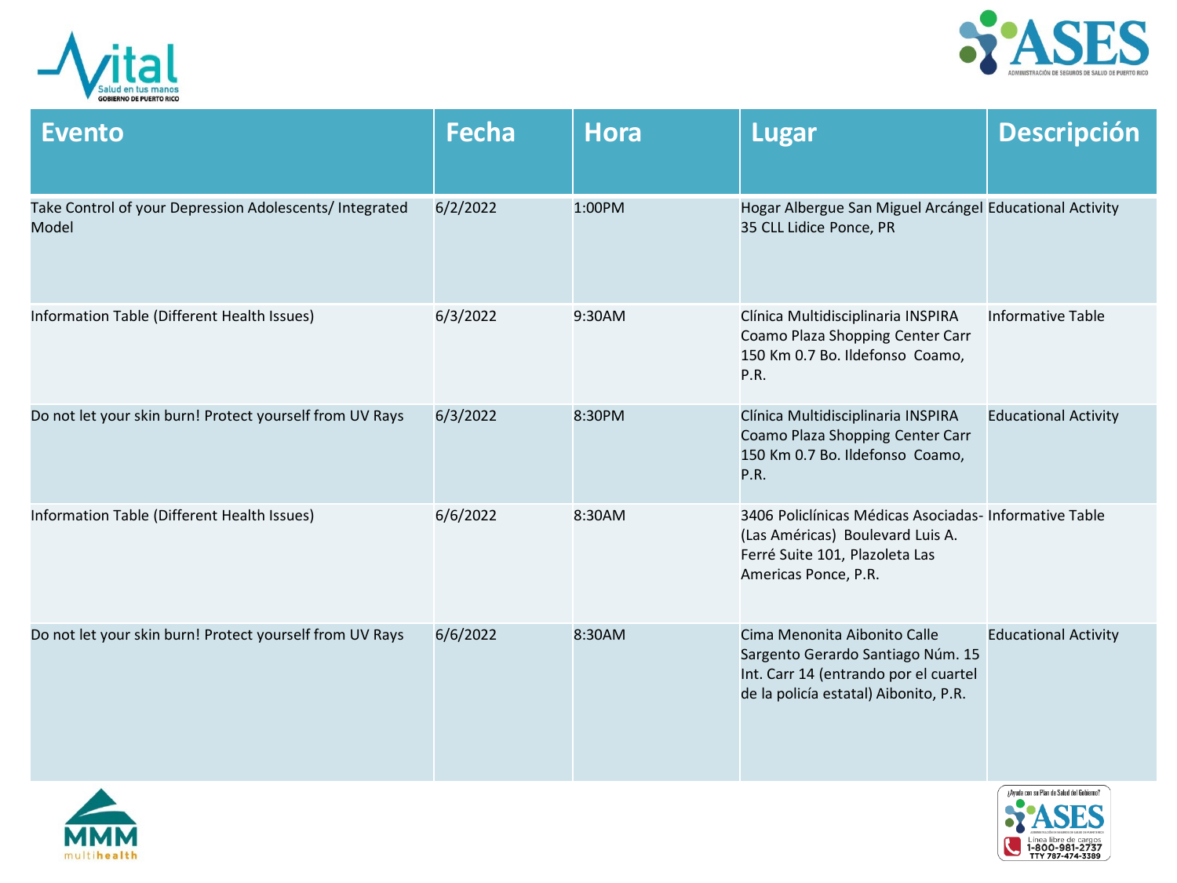| Evento | Fecha | Hora | Lugar | Descripción |
| --- | --- | --- | --- | --- |
| Take Control of your Depression Adolescents/ Integrated Model | 6/2/2022 | 1:00PM | Hogar Albergue San Miguel Arcángel 35 CLL Lidice Ponce, PR | Educational Activity |
| Information Table (Different Health Issues) | 6/3/2022 | 9:30AM | Clínica Multidisciplinaria INSPIRA Coamo Plaza Shopping Center Carr 150 Km 0.7 Bo. Ildefonso Coamo, P.R. | Informative Table |
| Do not let your skin burn! Protect yourself from UV Rays | 6/3/2022 | 8:30PM | Clínica Multidisciplinaria INSPIRA Coamo Plaza Shopping Center Carr 150 Km 0.7 Bo. Ildefonso Coamo, P.R. | Educational Activity |
| Information Table (Different Health Issues) | 6/6/2022 | 8:30AM | 3406 Policlínicas Médicas Asociadas- (Las Américas) Boulevard Luis A. Ferré Suite 101, Plazoleta Las Americas Ponce, P.R. | Informative Table |
| Do not let your skin burn! Protect yourself from UV Rays | 6/6/2022 | 8:30AM | Cima Menonita Aibonito Calle Sargento Gerardo Santiago Núm. 15 Int. Carr 14 (entrando por el cuartel de la policía estatal) Aibonito, P.R. | Educational Activity |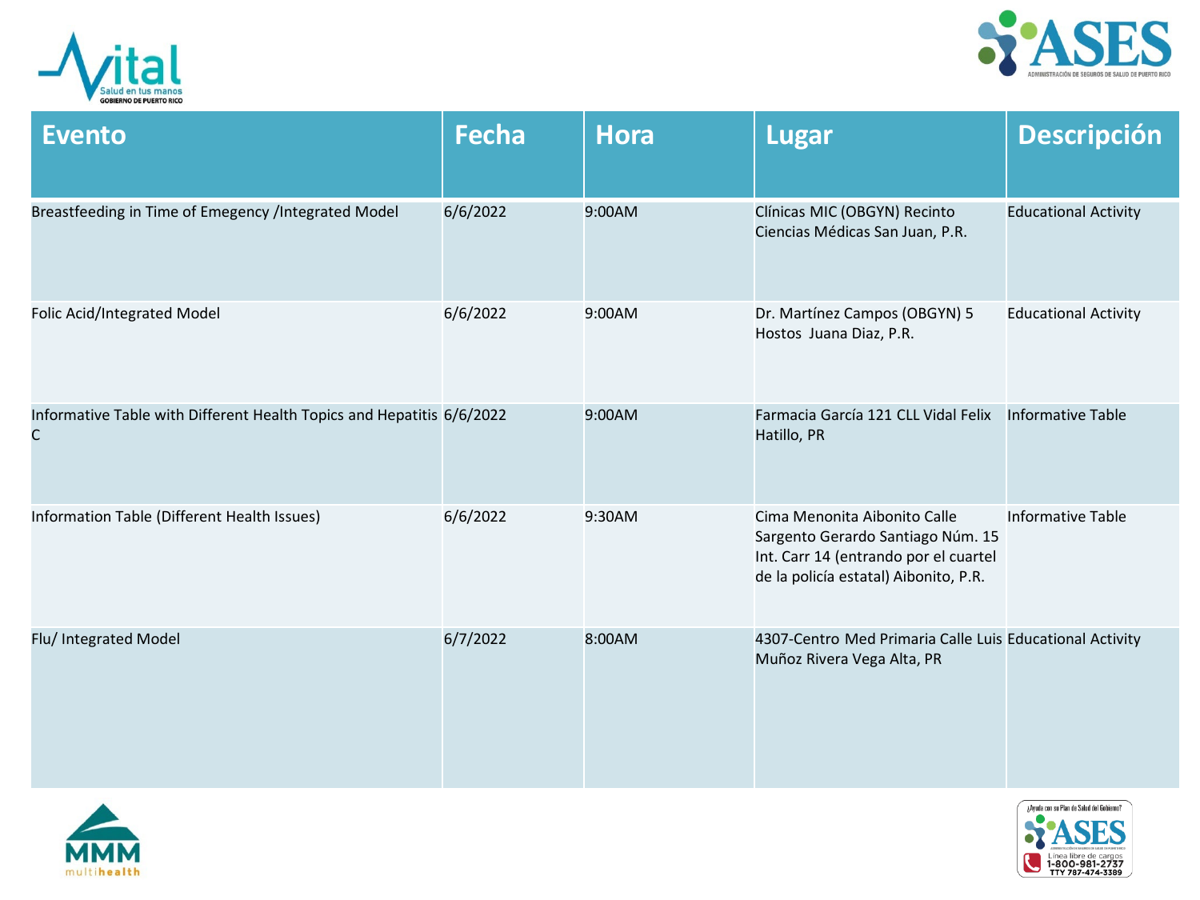| Evento | Fecha | Hora | Lugar | Descripción |
|---|---|---|---|---|
| Breastfeeding in Time of Emegency /Integrated Model | 6/6/2022 | 9:00AM | Clínicas MIC (OBGYN) Recinto Ciencias Médicas San Juan, P.R. | Educational Activity |
| Folic Acid/Integrated Model | 6/6/2022 | 9:00AM | Dr. Martínez Campos (OBGYN) 5 Hostos  Juana Diaz, P.R. | Educational Activity |
| Informative Table with Different Health Topics and Hepatitis C | 6/6/2022 | 9:00AM | Farmacia García 121 CLL Vidal Felix Hatillo, PR | Informative Table |
| Information Table (Different Health Issues) | 6/6/2022 | 9:30AM | Cima Menonita Aibonito Calle Sargento Gerardo Santiago Núm. 15 Int. Carr 14 (entrando por el cuartel de la policía estatal) Aibonito, P.R. | Informative Table |
| Flu/ Integrated Model | 6/7/2022 | 8:00AM | 4307-Centro Med Primaria Calle Luis Muñoz Rivera Vega Alta, PR | Educational Activity |

¿Ayuda con su Plan de Salud del Gobierno?

Línea libre de cargos 1-800-981-2737 TTY 787-474-3389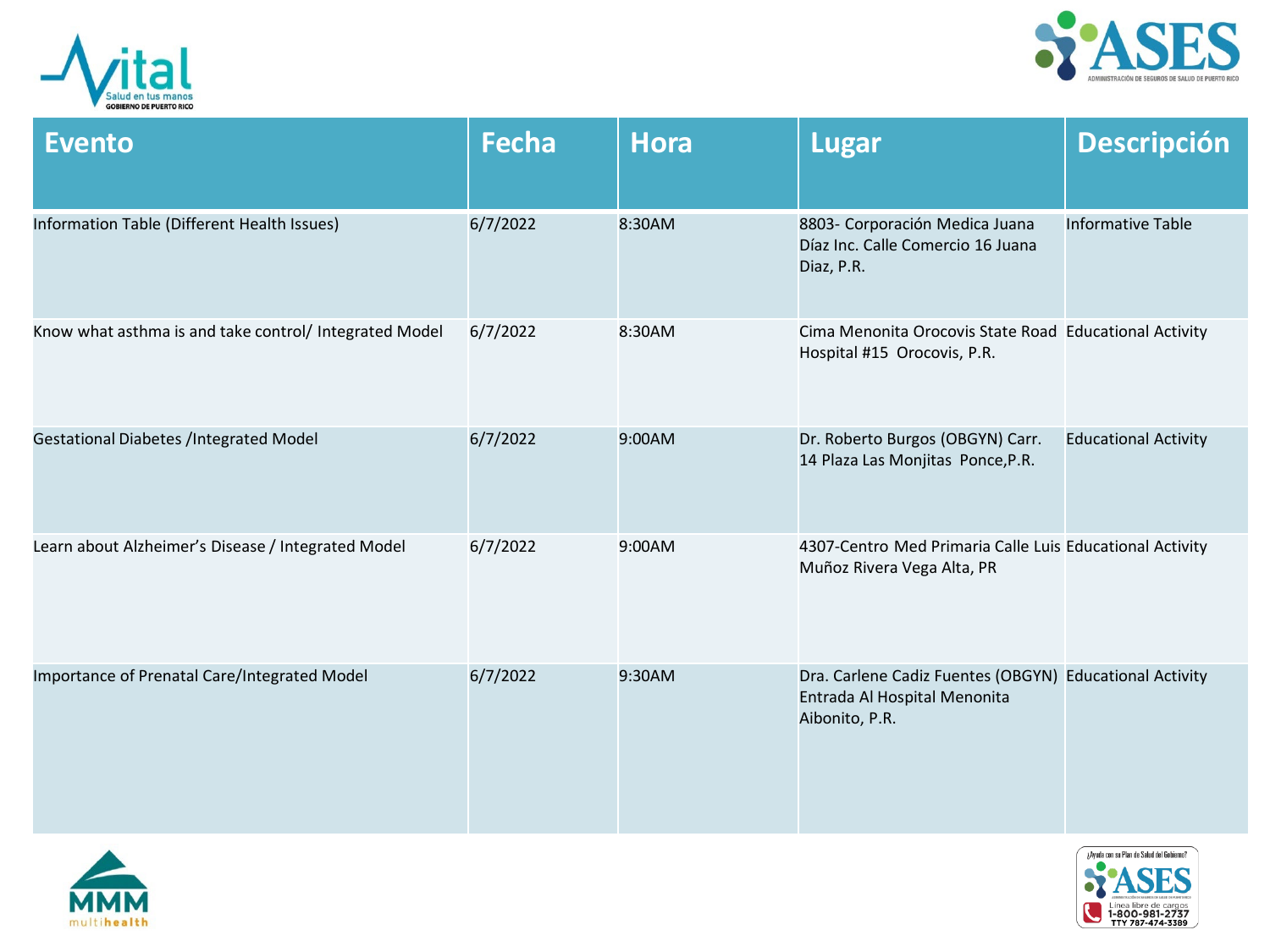| Evento | Fecha | Hora | Lugar | Descripción |
| --- | --- | --- | --- | --- |
| Information Table (Different Health Issues) | 6/7/2022 | 8:30AM | 8803- Corporación Medica Juana Díaz Inc. Calle Comercio 16 Juana Diaz, P.R. | Informative Table |
| Know what asthma is and take control/ Integrated Model | 6/7/2022 | 8:30AM | Cima Menonita Orocovis State Road Hospital #15 Orocovis, P.R. | Educational Activity |
| Gestational Diabetes /Integrated Model | 6/7/2022 | 9:00AM | Dr. Roberto Burgos (OBGYN) Carr. 14 Plaza Las Monjitas Ponce,P.R. | Educational Activity |
| Learn about Alzheimer's Disease / Integrated Model | 6/7/2022 | 9:00AM | 4307-Centro Med Primaria Calle Luis Muñoz Rivera Vega Alta, PR | Educational Activity |
| Importance of Prenatal Care/Integrated Model | 6/7/2022 | 9:30AM | Dra. Carlene Cadiz Fuentes (OBGYN) Entrada Al Hospital Menonita Aibonito, P.R. | Educational Activity |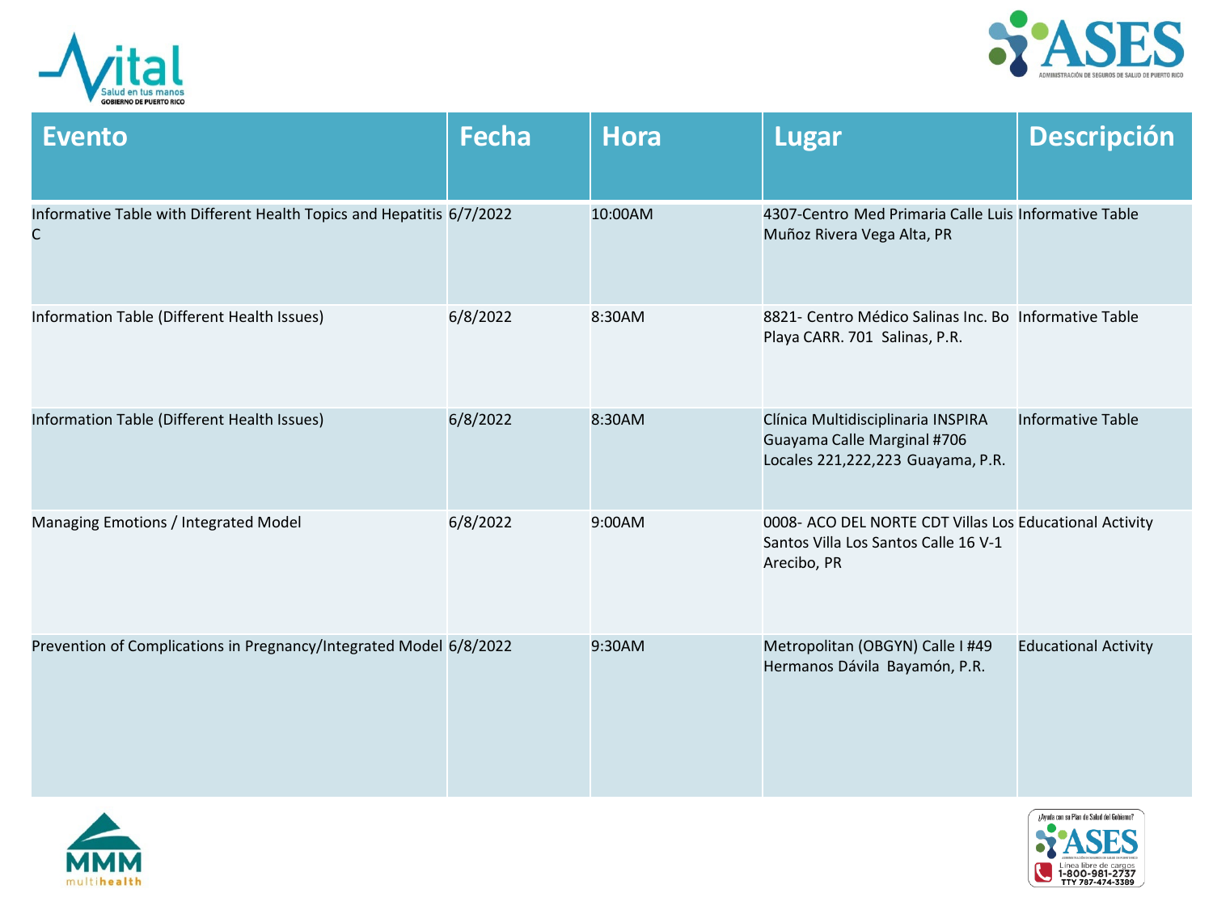| Evento | Fecha | Hora | Lugar | Descripción |
| --- | --- | --- | --- | --- |
| Informative Table with Different Health Topics and Hepatitis C | 6/7/2022 | 10:00AM | 4307-Centro Med Primaria Calle Luis Muñoz Rivera Vega Alta, PR | Informative Table |
| Information Table (Different Health Issues) | 6/8/2022 | 8:30AM | 8821- Centro Médico Salinas Inc. Bo Playa CARR. 701 Salinas, P.R. | Informative Table |
| Information Table (Different Health Issues) | 6/8/2022 | 8:30AM | Clínica Multidisciplinaria INSPIRA Guayama Calle Marginal #706 Locales 221,222,223 Guayama, P.R. | Informative Table |
| Managing Emotions / Integrated Model | 6/8/2022 | 9:00AM | 0008- ACO DEL NORTE CDT Villas Los Santos Villa Los Santos Calle 16 V-1 Arecibo, PR | Educational Activity |
| Prevention of Complications in Pregnancy/Integrated Model | 6/8/2022 | 9:30AM | Metropolitan (OBGYN) Calle I #49 Hermanos Dávila Bayamón, P.R. | Educational Activity |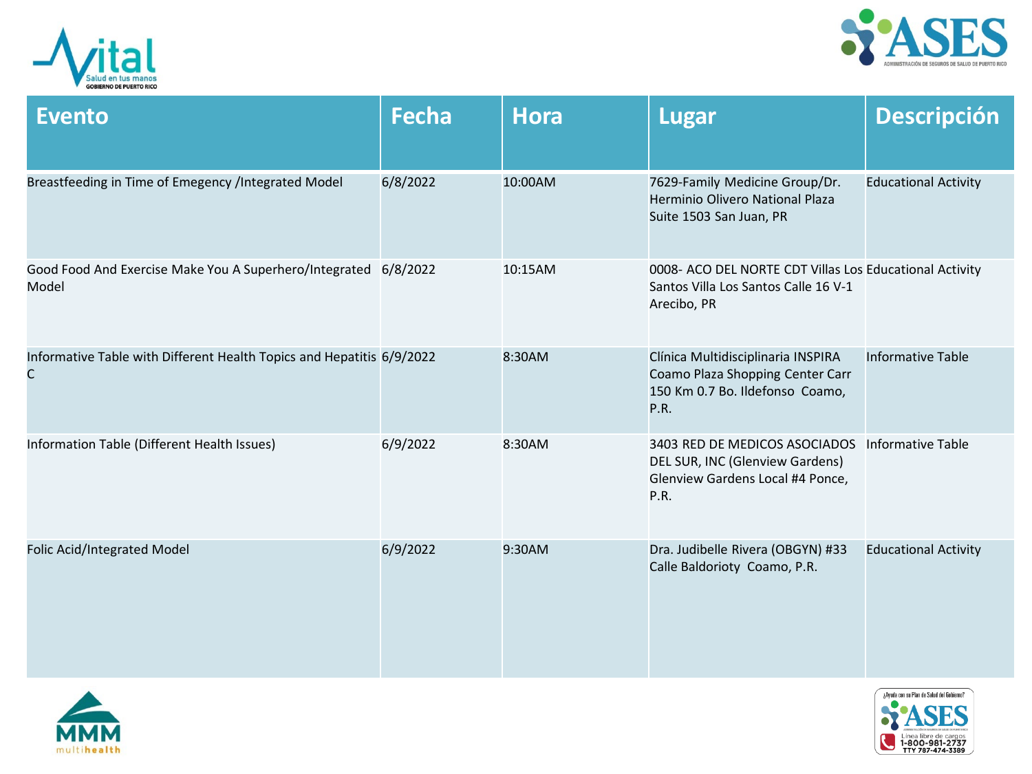| Evento | Fecha | Hora | Lugar | Descripción |
|---|---|---|---|---|
| Breastfeeding in Time of Emegency /Integrated Model | 6/8/2022 | 10:00AM | 7629-Family Medicine Group/Dr. Herminio Olivero National Plaza Suite 1503 San Juan, PR | Educational Activity |
| Good Food And Exercise Make You A Superhero/Integrated Model | 6/8/2022 | 10:15AM | 0008- ACO DEL NORTE CDT Villas Los Santos Villa Los Santos Calle 16 V-1 Arecibo, PR | Educational Activity |
| Informative Table with Different Health Topics and Hepatitis C | 6/9/2022 | 8:30AM | Clínica Multidisciplinaria INSPIRA Coamo Plaza Shopping Center Carr 150 Km 0.7 Bo. Ildefonso Coamo, P.R. | Informative Table |
| Information Table (Different Health Issues) | 6/9/2022 | 8:30AM | 3403 RED DE MEDICOS ASOCIADOS DEL SUR, INC (Glenview Gardens) Glenview Gardens Local #4 Ponce, P.R. | Informative Table |
| Folic Acid/Integrated Model | 6/9/2022 | 9:30AM | Dra. Judibelle Rivera (OBGYN) #33 Calle Baldorioty Coamo, P.R. | Educational Activity |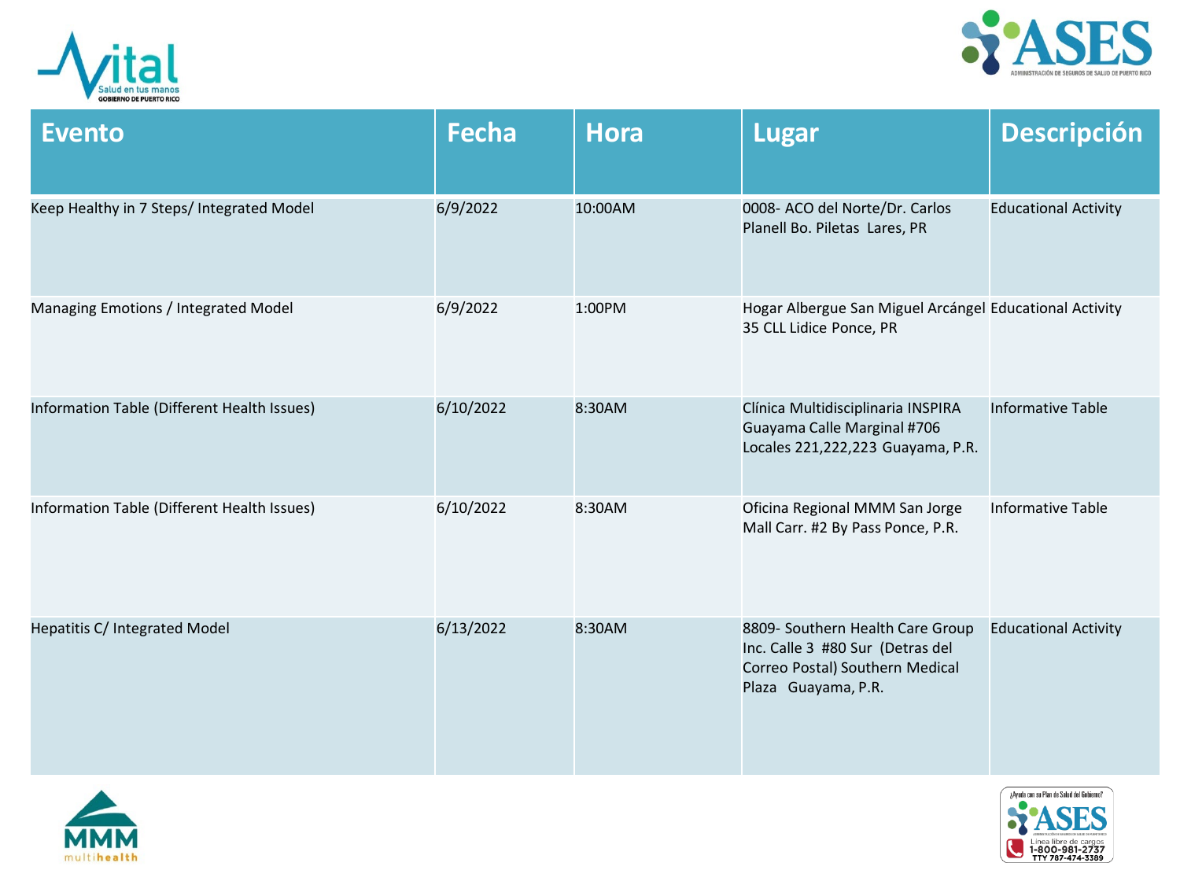| Evento | Fecha | Hora | Lugar | Descripción |
|---|---|---|---|---|
| Keep Healthy in 7 Steps/ Integrated Model | 6/9/2022 | 10:00AM | 0008- ACO del Norte/Dr. Carlos Planell Bo. Piletas Lares, PR | Educational Activity |
| Managing Emotions / Integrated Model | 6/9/2022 | 1:00PM | Hogar Albergue San Miguel Arcángel 35 CLL Lidice Ponce, PR | Educational Activity |
| Information Table (Different Health Issues) | 6/10/2022 | 8:30AM | Clínica Multidisciplinaria INSPIRA Guayama Calle Marginal #706 Locales 221,222,223 Guayama, P.R. | Informative Table |
| Information Table (Different Health Issues) | 6/10/2022 | 8:30AM | Oficina Regional MMM San Jorge Mall Carr. #2 By Pass Ponce, P.R. | Informative Table |
| Hepatitis C/ Integrated Model | 6/13/2022 | 8:30AM | 8809- Southern Health Care Group Inc. Calle 3 #80 Sur (Detras del Correo Postal) Southern Medical Plaza Guayama, P.R. | Educational Activity |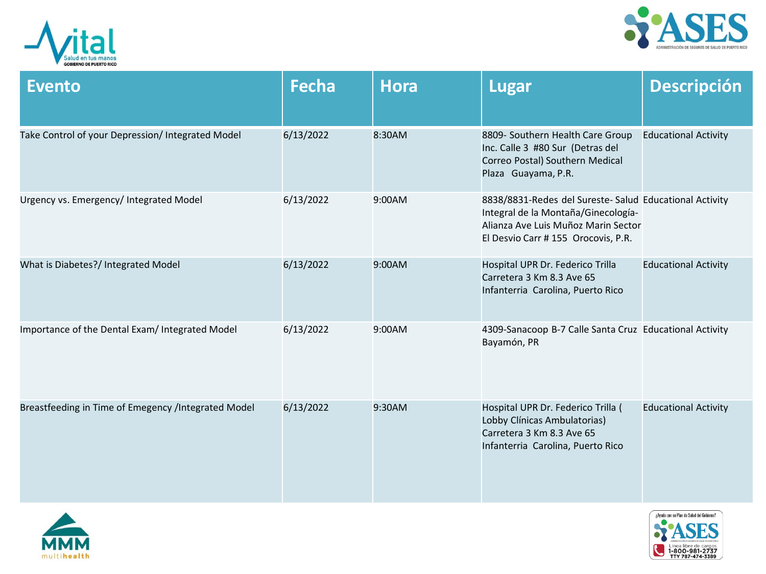| Evento | Fecha | Hora | Lugar | Descripción |
|---|---|---|---|---|
| Take Control of your Depression/ Integrated Model | 6/13/2022 | 8:30AM | 8809- Southern Health Care Group Inc. Calle 3 #80 Sur (Detras del Correo Postal) Southern Medical Plaza Guayama, P.R. | Educational Activity |
| Urgency vs. Emergency/ Integrated Model | 6/13/2022 | 9:00AM | 8838/8831-Redes del Sureste- Salud Integral de la Montaña/Ginecología-Alianza Ave Luis Muñoz Marin Sector El Desvio Carr # 155 Orocovis, P.R. | Educational Activity |
| What is Diabetes?/ Integrated Model | 6/13/2022 | 9:00AM | Hospital UPR Dr. Federico Trilla Carretera 3 Km 8.3 Ave 65 Infanterria Carolina, Puerto Rico | Educational Activity |
| Importance of the Dental Exam/ Integrated Model | 6/13/2022 | 9:00AM | 4309-Sanacoop B-7 Calle Santa Cruz Bayamón, PR | Educational Activity |
| Breastfeeding in Time of Emegency /Integrated Model | 6/13/2022 | 9:30AM | Hospital UPR Dr. Federico Trilla ( Lobby Clínicas Ambulatorias) Carretera 3 Km 8.3 Ave 65 Infanterria Carolina, Puerto Rico | Educational Activity |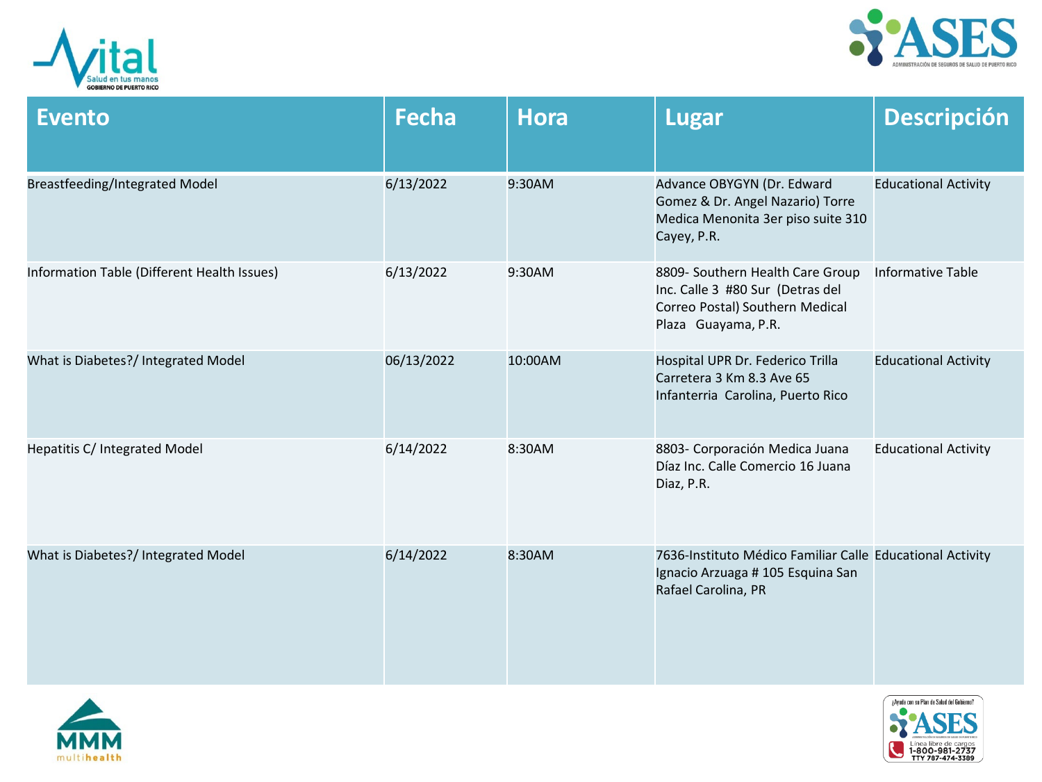| Evento | Fecha | Hora | Lugar | Descripción |
|---|---|---|---|---|
| Breastfeeding/Integrated Model | 6/13/2022 | 9:30AM | Advance OBYGYN (Dr. Edward Gomez & Dr. Angel Nazario) Torre Medica Menonita 3er piso suite 310 Cayey, P.R. | Educational Activity |
| Information Table (Different Health Issues) | 6/13/2022 | 9:30AM | 8809- Southern Health Care Group Inc. Calle 3 #80 Sur (Detras del Correo Postal) Southern Medical Plaza Guayama, P.R. | Informative Table |
| What is Diabetes?/ Integrated Model | 06/13/2022 | 10:00AM | Hospital UPR Dr. Federico Trilla Carretera 3 Km 8.3 Ave 65 Infanterria Carolina, Puerto Rico | Educational Activity |
| Hepatitis C/ Integrated Model | 6/14/2022 | 8:30AM | 8803- Corporación Medica Juana Díaz Inc. Calle Comercio 16 Juana Diaz, P.R. | Educational Activity |
| What is Diabetes?/ Integrated Model | 6/14/2022 | 8:30AM | 7636-Instituto Médico Familiar Calle Ignacio Arzuaga # 105 Esquina San Rafael Carolina, PR | Educational Activity |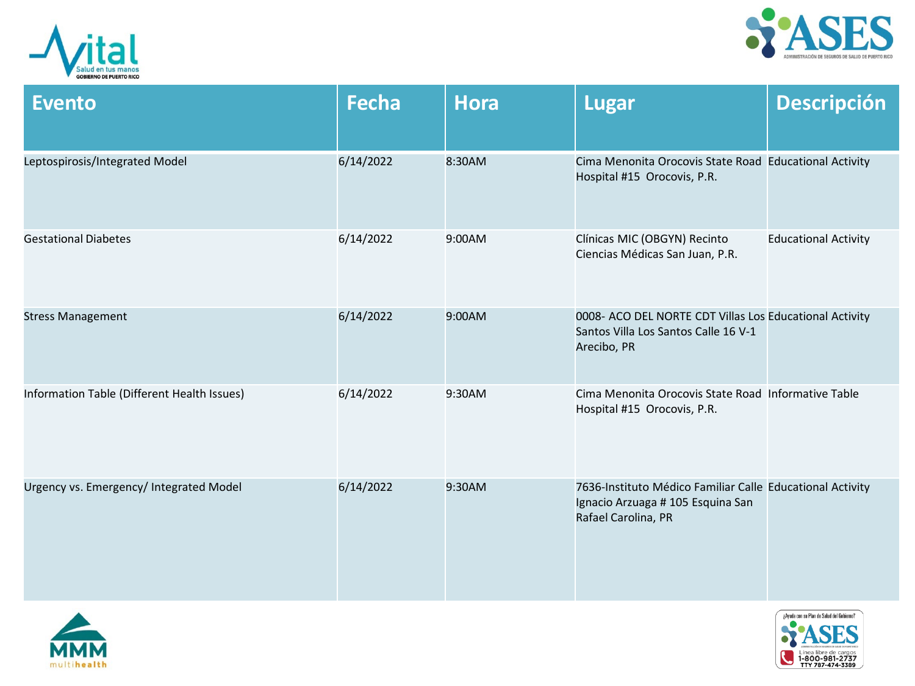| Evento | Fecha | Hora | Lugar | Descripción |
|---|---|---|---|---|
| Leptospirosis/Integrated Model | 6/14/2022 | 8:30AM | Cima Menonita Orocovis State Road Hospital #15 Orocovis, P.R. | Educational Activity |
| Gestational Diabetes | 6/14/2022 | 9:00AM | Clínicas MIC (OBGYN) Recinto Ciencias Médicas San Juan, P.R. | Educational Activity |
| Stress Management | 6/14/2022 | 9:00AM | 0008- ACO DEL NORTE CDT Villas Los Santos Villa Los Santos Calle 16 V-1 Arecibo, PR | Educational Activity |
| Information Table (Different Health Issues) | 6/14/2022 | 9:30AM | Cima Menonita Orocovis State Road Hospital #15 Orocovis, P.R. | Informative Table |
| Urgency vs. Emergency/ Integrated Model | 6/14/2022 | 9:30AM | 7636-Instituto Médico Familiar Calle Ignacio Arzuaga # 105 Esquina San Rafael Carolina, PR | Educational Activity |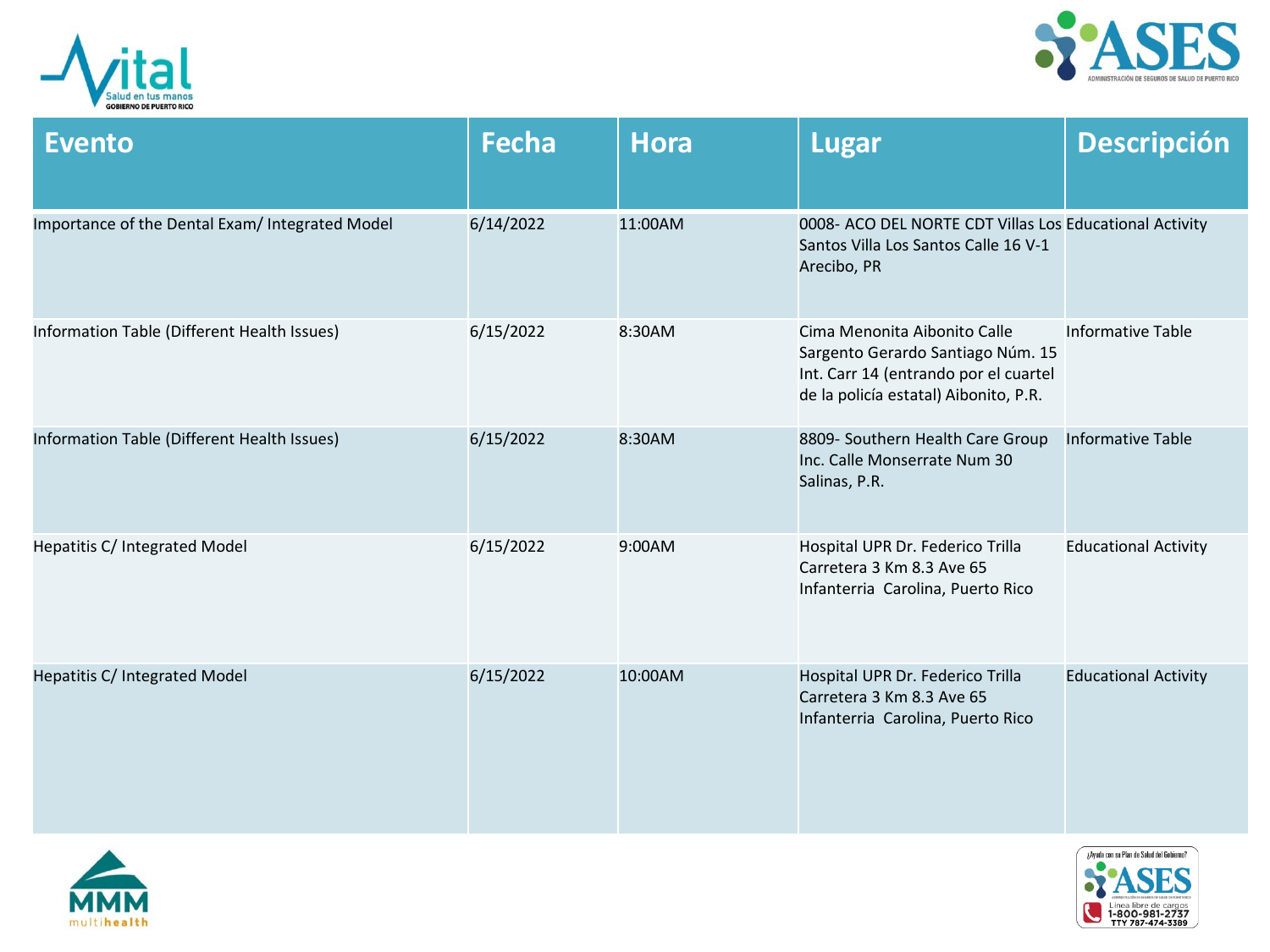| Evento | Fecha | Hora | Lugar | Descripción |
| --- | --- | --- | --- | --- |
| Importance of the Dental Exam/ Integrated Model | 6/14/2022 | 11:00AM | 0008- ACO DEL NORTE CDT Villas Los Santos Villa Los Santos Calle 16 V-1 Arecibo, PR | Educational Activity |
| Information Table (Different Health Issues) | 6/15/2022 | 8:30AM | Cima Menonita Aibonito Calle Sargento Gerardo Santiago Núm. 15 Int. Carr 14 (entrando por el cuartel de la policía estatal) Aibonito, P.R. | Informative Table |
| Information Table (Different Health Issues) | 6/15/2022 | 8:30AM | 8809- Southern Health Care Group Inc. Calle Monserrate Num 30 Salinas, P.R. | Informative Table |
| Hepatitis C/ Integrated Model | 6/15/2022 | 9:00AM | Hospital UPR Dr. Federico Trilla Carretera 3 Km 8.3 Ave 65 Infanterria Carolina, Puerto Rico | Educational Activity |
| Hepatitis C/ Integrated Model | 6/15/2022 | 10:00AM | Hospital UPR Dr. Federico Trilla Carretera 3 Km 8.3 Ave 65 Infanterria Carolina, Puerto Rico | Educational Activity |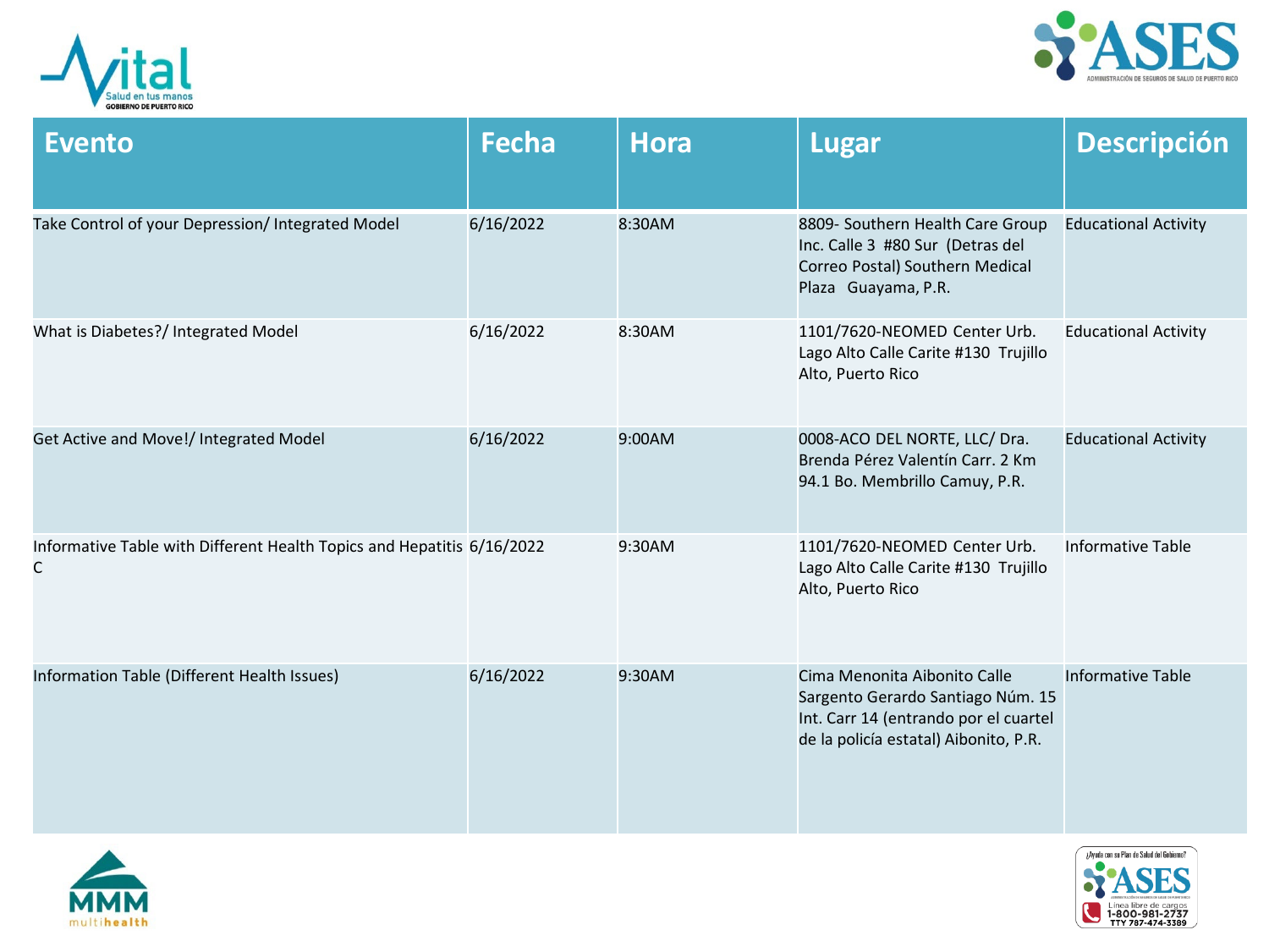| Evento | Fecha | Hora | Lugar | Descripción |
| --- | --- | --- | --- | --- |
| Take Control of your Depression/ Integrated Model | 6/16/2022 | 8:30AM | 8809- Southern Health Care Group Inc. Calle 3 #80 Sur (Detras del Correo Postal) Southern Medical Plaza Guayama, P.R. | Educational Activity |
| What is Diabetes?/ Integrated Model | 6/16/2022 | 8:30AM | 1101/7620-NEOMED Center Urb. Lago Alto Calle Carite #130 Trujillo Alto, Puerto Rico | Educational Activity |
| Get Active and Move!/ Integrated Model | 6/16/2022 | 9:00AM | 0008-ACO DEL NORTE, LLC/ Dra. Brenda Pérez Valentín Carr. 2 Km 94.1 Bo. Membrillo Camuy, P.R. | Educational Activity |
| Informative Table with Different Health Topics and Hepatitis C | 6/16/2022 | 9:30AM | 1101/7620-NEOMED Center Urb. Lago Alto Calle Carite #130 Trujillo Alto, Puerto Rico | Informative Table |
| Information Table (Different Health Issues) | 6/16/2022 | 9:30AM | Cima Menonita Aibonito Calle Sargento Gerardo Santiago Núm. 15 Int. Carr 14 (entrando por el cuartel de la policía estatal) Aibonito, P.R. | Informative Table |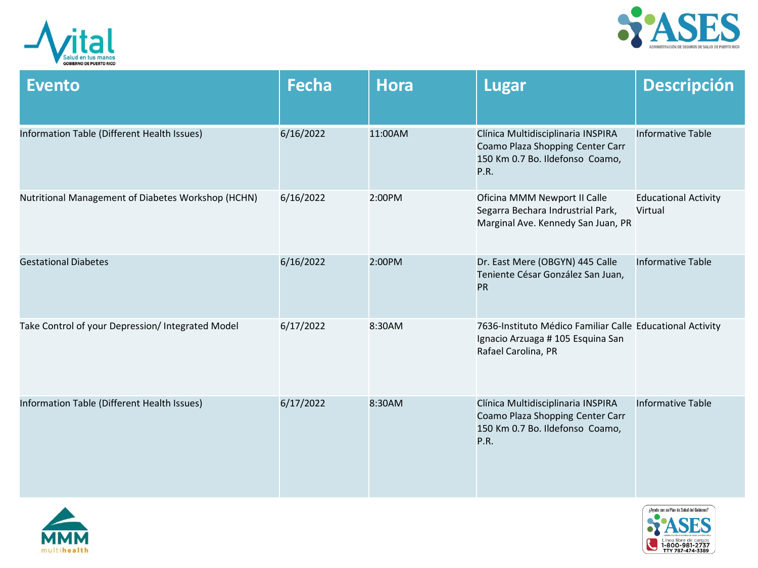| Evento | Fecha | Hora | Lugar | Descripción |
|---|---|---|---|---|
| Information Table (Different Health Issues) | 6/16/2022 | 11:00AM | Clínica Multidisciplinaria INSPIRA Coamo Plaza Shopping Center Carr 150 Km 0.7 Bo. Ildefonso Coamo, P.R. | Informative Table |
| Nutritional Management of Diabetes Workshop (HCHN) | 6/16/2022 | 2:00PM | Oficina MMM Newport II Calle Segarra Bechara Indrustrial Park, Marginal Ave. Kennedy San Juan, PR | Educational Activity Virtual |
| Gestational Diabetes | 6/16/2022 | 2:00PM | Dr. East Mere (OBGYN) 445 Calle Teniente César González San Juan, PR | Informative Table |
| Take Control of your Depression/ Integrated Model | 6/17/2022 | 8:30AM | 7636-Instituto Médico Familiar Calle Ignacio Arzuaga # 105 Esquina San Rafael Carolina, PR | Educational Activity |
| Information Table (Different Health Issues) | 6/17/2022 | 8:30AM | Clínica Multidisciplinaria INSPIRA Coamo Plaza Shopping Center Carr 150 Km 0.7 Bo. Ildefonso Coamo, P.R. | Informative Table |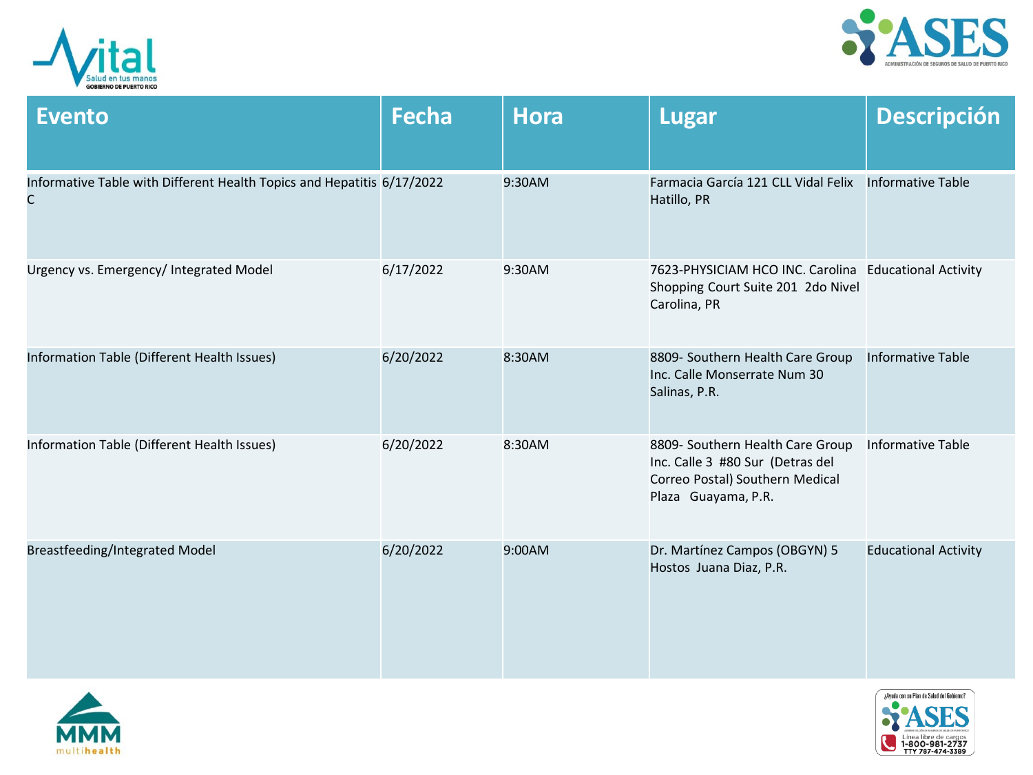| Evento | Fecha | Hora | Lugar | Descripción |
|---|---|---|---|---|
| Informative Table with Different Health Topics and Hepatitis C | 6/17/2022 | 9:30AM | Farmacia García 121 CLL Vidal Felix Hatillo, PR | Informative Table |
| Urgency vs. Emergency/ Integrated Model | 6/17/2022 | 9:30AM | 7623-PHYSICIAM HCO INC. Carolina Shopping Court Suite 201 2do Nivel Carolina, PR | Educational Activity |
| Information Table (Different Health Issues) | 6/20/2022 | 8:30AM | 8809- Southern Health Care Group Inc. Calle Monserrate Num 30 Salinas, P.R. | Informative Table |
| Information Table (Different Health Issues) | 6/20/2022 | 8:30AM | 8809- Southern Health Care Group Inc. Calle 3 #80 Sur (Detras del Correo Postal) Southern Medical Plaza Guayama, P.R. | Informative Table |
| Breastfeeding/Integrated Model | 6/20/2022 | 9:00AM | Dr. Martínez Campos (OBGYN) 5 Hostos Juana Diaz, P.R. | Educational Activity |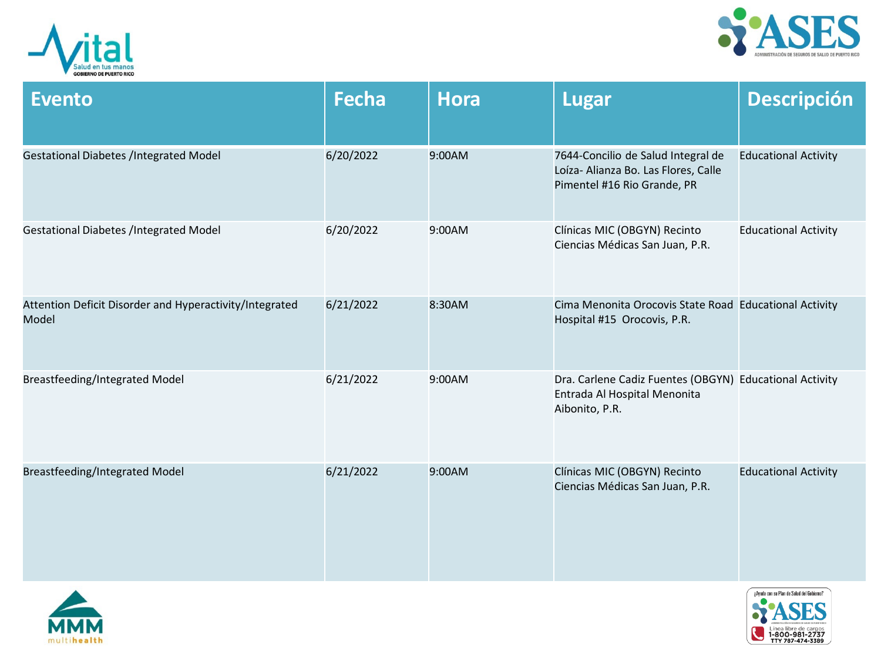| Evento | Fecha | Hora | Lugar | Descripción |
|---|---|---|---|---|
| Gestational Diabetes /Integrated Model | 6/20/2022 | 9:00AM | 7644-Concilio de Salud Integral de Loíza- Alianza Bo. Las Flores, Calle Pimentel #16 Rio Grande, PR | Educational Activity |
| Gestational Diabetes /Integrated Model | 6/20/2022 | 9:00AM | Clínicas MIC (OBGYN) Recinto Ciencias Médicas San Juan, P.R. | Educational Activity |
| Attention Deficit Disorder and Hyperactivity/Integrated Model | 6/21/2022 | 8:30AM | Cima Menonita Orocovis State Road Hospital #15 Orocovis, P.R. | Educational Activity |
| Breastfeeding/Integrated Model | 6/21/2022 | 9:00AM | Dra. Carlene Cadiz Fuentes (OBGYN) Entrada Al Hospital Menonita Aibonito, P.R. | Educational Activity |
| Breastfeeding/Integrated Model | 6/21/2022 | 9:00AM | Clínicas MIC (OBGYN) Recinto Ciencias Médicas San Juan, P.R. | Educational Activity |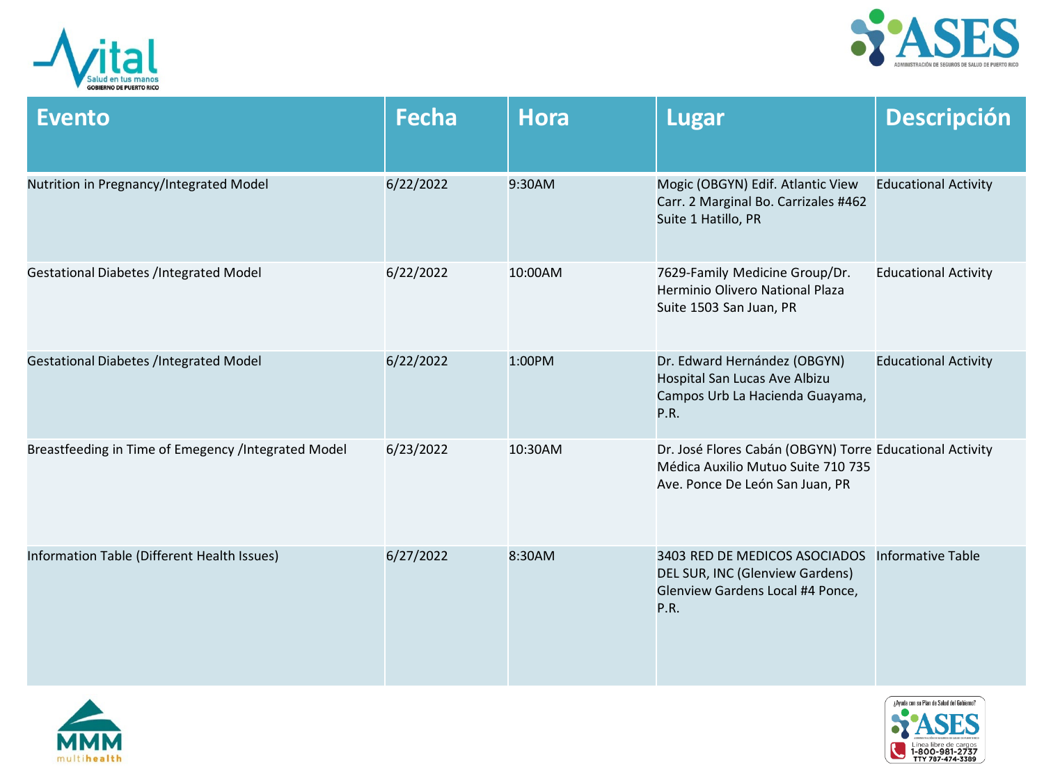| Evento | Fecha | Hora | Lugar | Descripción |
|---|---|---|---|---|
| Nutrition in Pregnancy/Integrated Model | 6/22/2022 | 9:30AM | Mogic (OBGYN) Edif. Atlantic View Carr. 2 Marginal Bo. Carrizales #462 Suite 1 Hatillo, PR | Educational Activity |
| Gestational Diabetes /Integrated Model | 6/22/2022 | 10:00AM | 7629-Family Medicine Group/Dr. Herminio Olivero National Plaza Suite 1503 San Juan, PR | Educational Activity |
| Gestational Diabetes /Integrated Model | 6/22/2022 | 1:00PM | Dr. Edward Hernández (OBGYN) Hospital San Lucas Ave Albizu Campos Urb La Hacienda Guayama, P.R. | Educational Activity |
| Breastfeeding in Time of Emegency /Integrated Model | 6/23/2022 | 10:30AM | Dr. José Flores Cabán (OBGYN) Torre Médica Auxilio Mutuo Suite 710 735 Ave. Ponce De León San Juan, PR | Educational Activity |
| Information Table (Different Health Issues) | 6/27/2022 | 8:30AM | 3403 RED DE MEDICOS ASOCIADOS DEL SUR, INC (Glenview Gardens) Glenview Gardens Local #4 Ponce, P.R. | Informative Table |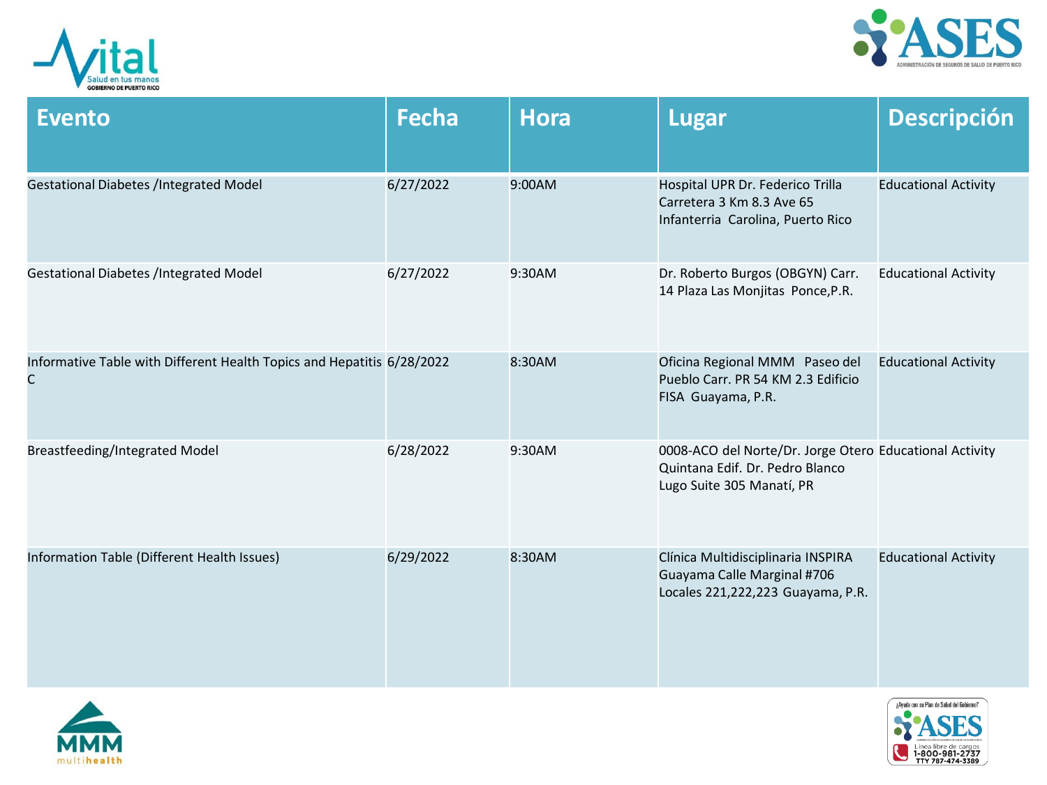| Evento | Fecha | Hora | Lugar | Descripción |
|---|---|---|---|---|
| Gestational Diabetes /Integrated Model | 6/27/2022 | 9:00AM | Hospital UPR Dr. Federico Trilla Carretera 3 Km 8.3 Ave 65 Infanterria Carolina, Puerto Rico | Educational Activity |
| Gestational Diabetes /Integrated Model | 6/27/2022 | 9:30AM | Dr. Roberto Burgos (OBGYN) Carr. 14 Plaza Las Monjitas Ponce,P.R. | Educational Activity |
| Informative Table with Different Health Topics and Hepatitis C | 6/28/2022 | 8:30AM | Oficina Regional MMM Paseo del Pueblo Carr. PR 54 KM 2.3 Edificio FISA Guayama, P.R. | Educational Activity |
| Breastfeeding/Integrated Model | 6/28/2022 | 9:30AM | 0008-ACO del Norte/Dr. Jorge Otero Quintana Edif. Dr. Pedro Blanco Lugo Suite 305 Manatí, PR | Educational Activity |
| Information Table (Different Health Issues) | 6/29/2022 | 8:30AM | Clínica Multidisciplinaria INSPIRA Guayama Calle Marginal #706 Locales 221,222,223 Guayama, P.R. | Educational Activity |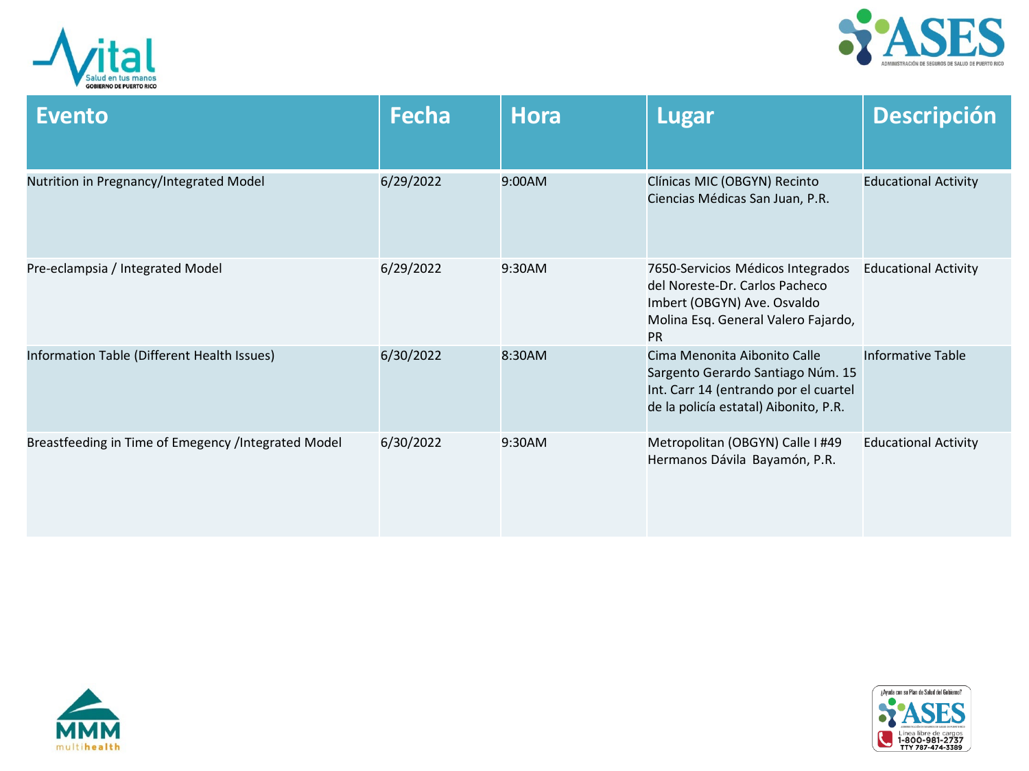| Evento | Fecha | Hora | Lugar | Descripción |
|---|---|---|---|---|
| Nutrition in Pregnancy/Integrated Model | 6/29/2022 | 9:00AM | Clínicas MIC (OBGYN) Recinto Ciencias Médicas San Juan, P.R. | Educational Activity |
| Pre-eclampsia / Integrated Model | 6/29/2022 | 9:30AM | 7650-Servicios Médicos Integrados del Noreste-Dr. Carlos Pacheco Imbert (OBGYN) Ave. Osvaldo Molina Esq. General Valero Fajardo, PR | Educational Activity |
| Information Table (Different Health Issues) | 6/30/2022 | 8:30AM | Cima Menonita Aibonito Calle Sargento Gerardo Santiago Núm. 15 Int. Carr 14 (entrando por el cuartel de la policía estatal) Aibonito, P.R. | Informative Table |
| Breastfeeding in Time of Emegency /Integrated Model | 6/30/2022 | 9:30AM | Metropolitan (OBGYN) Calle I #49 Hermanos Dávila Bayamón, P.R. | Educational Activity |